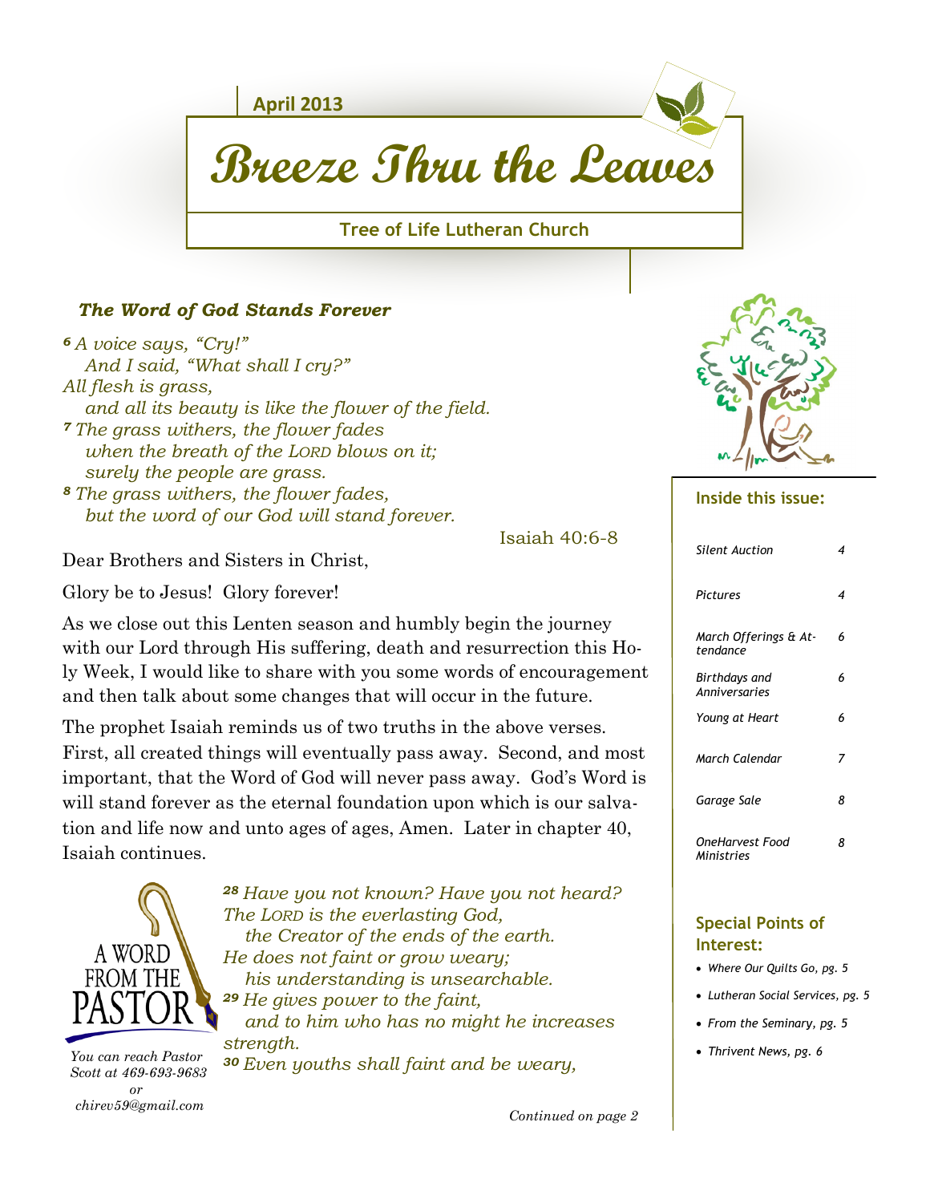April 2013

# Breeze Thru the Leaves

**Tree of Life Lutheran Church**

### *The Word of God Stands Forever*

*[6] A voice says, "Cry!"*
*And I said, "What shall I cry?"*
*All flesh is grass,*
*and all its beauty is like the flower of the field.*
*[7] The grass withers, the flower fades*
*when the breath of the LORD blows on it;*
*surely the people are grass.*
*[8] The grass withers, the flower fades,*
*but the word of our God will stand forever.*

Isaiah 40:6-8

Dear Brothers and Sisters in Christ,

Glory be to Jesus! Glory forever!

As we close out this Lenten season and humbly begin the journey with our Lord through His suffering, death and resurrection this Holy Week, I would like to share with you some words of encouragement and then talk about some changes that will occur in the future.

The prophet Isaiah reminds us of two truths in the above verses. First, all created things will eventually pass away. Second, and most important, that the Word of God will never pass away. God's Word is will stand forever as the eternal foundation upon which is our salvation and life now and unto ages of ages, Amen. Later in chapter 40, Isaiah continues.

A WORD FROM THE PASTOR

*You can reach Pastor Scott at 469-693-9683 or chirev59@gmail.com*

*[28] Have you not known? Have you not heard?*
*The LORD is the everlasting God,*
*the Creator of the ends of the earth.*
*He does not faint or grow weary;*
*his understanding is unsearchable.*
*[29] He gives power to the faint,*
*and to him who has no might he increases strength.*
*[30] Even youths shall faint and be weary,*

*Continued on page 2*

### Inside this issue:

| | |
|---|---|
| *Silent Auction* | *4* |
| *Pictures* | *4* |
| *March Offerings & Attendance* | *6* |
| *Birthdays and Anniversaries* | *6* |
| *Young at Heart* | *6* |
| *March Calendar* | *7* |
| *Garage Sale* | *8* |
| *OneHarvest Food Ministries* | *8* |

### Special Points of Interest:

- *Where Our Quilts Go, pg. 5*
- *Lutheran Social Services, pg. 5*
- *From the Seminary, pg. 5*
- *Thrivent News, pg. 6*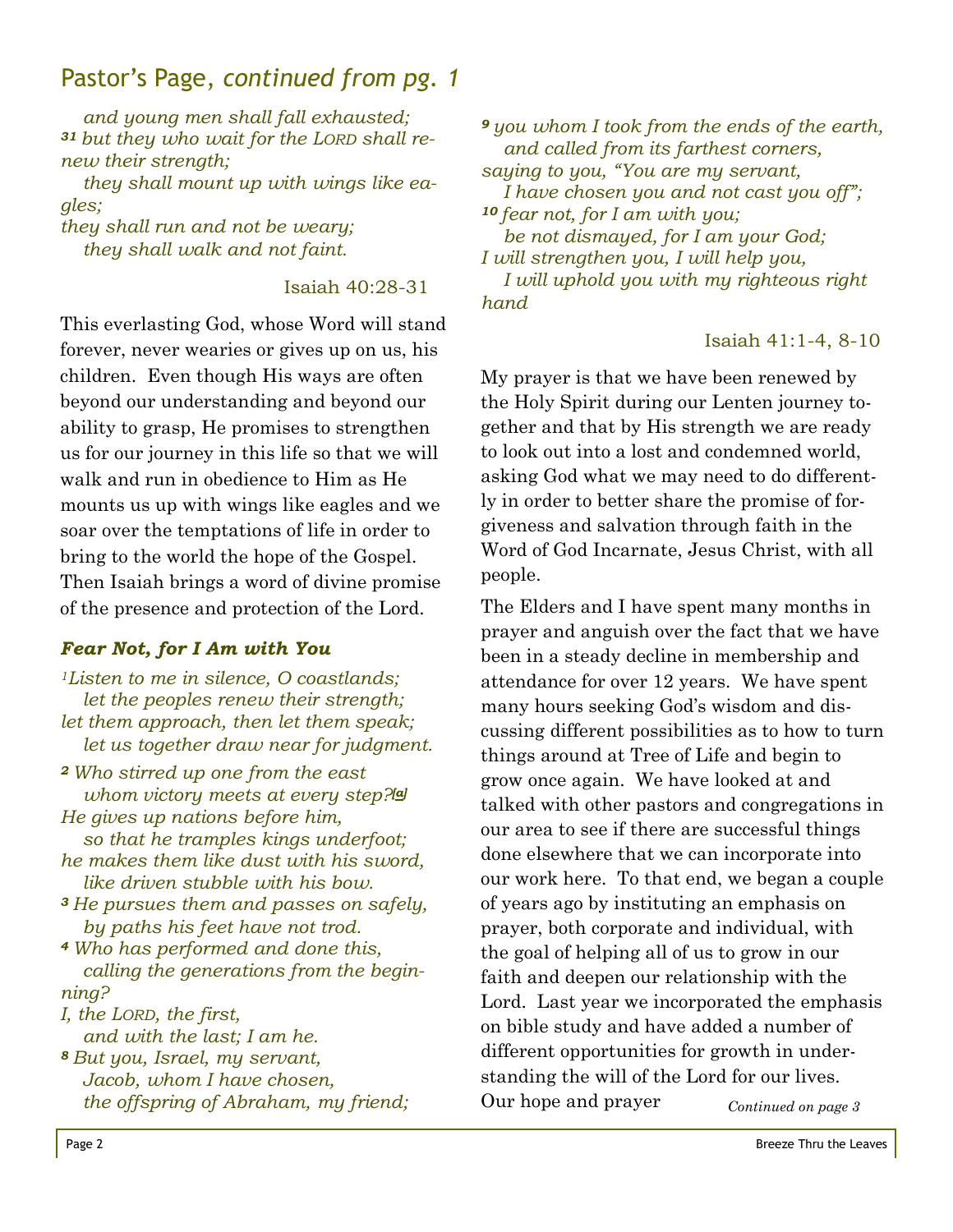## Pastor's Page, *continued from pg. 1*

*and young men shall fall exhausted;*
*[31] but they who wait for the LORD shall renew their strength;*
*they shall mount up with wings like eagles;*
*they shall run and not be weary;*
*they shall walk and not faint.*

Isaiah 40:28-31

This everlasting God, whose Word will stand forever, never wearies or gives up on us, his children. Even though His ways are often beyond our understanding and beyond our ability to grasp, He promises to strengthen us for our journey in this life so that we will walk and run in obedience to Him as He mounts us up with wings like eagles and we soar over the temptations of life in order to bring to the world the hope of the Gospel. Then Isaiah brings a word of divine promise of the presence and protection of the Lord.

### *Fear Not, for I Am with You*

*[1]Listen to me in silence, O coastlands;*
*let the peoples renew their strength;*
*let them approach, then let them speak;*
*let us together draw near for judgment.*
*[2] Who stirred up one from the east*
*whom victory meets at every step?[a]*
*He gives up nations before him,*
*so that he tramples kings underfoot;*
*he makes them like dust with his sword,*
*like driven stubble with his bow.*
*[3] He pursues them and passes on safely,*
*by paths his feet have not trod.*
*[4] Who has performed and done this,*
*calling the generations from the beginning?*
*I, the LORD, the first,*
*and with the last; I am he.*
*[8] But you, Israel, my servant,*
*Jacob, whom I have chosen,*
*the offspring of Abraham, my friend;*
*[9] you whom I took from the ends of the earth,*
*and called from its farthest corners,*
*saying to you, "You are my servant,*
*I have chosen you and not cast you off";*
*[10] fear not, for I am with you;*
*be not dismayed, for I am your God;*
*I will strengthen you, I will help you,*
*I will uphold you with my righteous right hand*

Isaiah 41:1-4, 8-10

My prayer is that we have been renewed by the Holy Spirit during our Lenten journey together and that by His strength we are ready to look out into a lost and condemned world, asking God what we may need to do differently in order to better share the promise of forgiveness and salvation through faith in the Word of God Incarnate, Jesus Christ, with all people.

The Elders and I have spent many months in prayer and anguish over the fact that we have been in a steady decline in membership and attendance for over 12 years. We have spent many hours seeking God's wisdom and discussing different possibilities as to how to turn things around at Tree of Life and begin to grow once again. We have looked at and talked with other pastors and congregations in our area to see if there are successful things done elsewhere that we can incorporate into our work here. To that end, we began a couple of years ago by instituting an emphasis on prayer, both corporate and individual, with the goal of helping all of us to grow in our faith and deepen our relationship with the Lord. Last year we incorporated the emphasis on bible study and have added a number of different opportunities for growth in understanding the will of the Lord for our lives. Our hope and prayer

*Continued on page 3*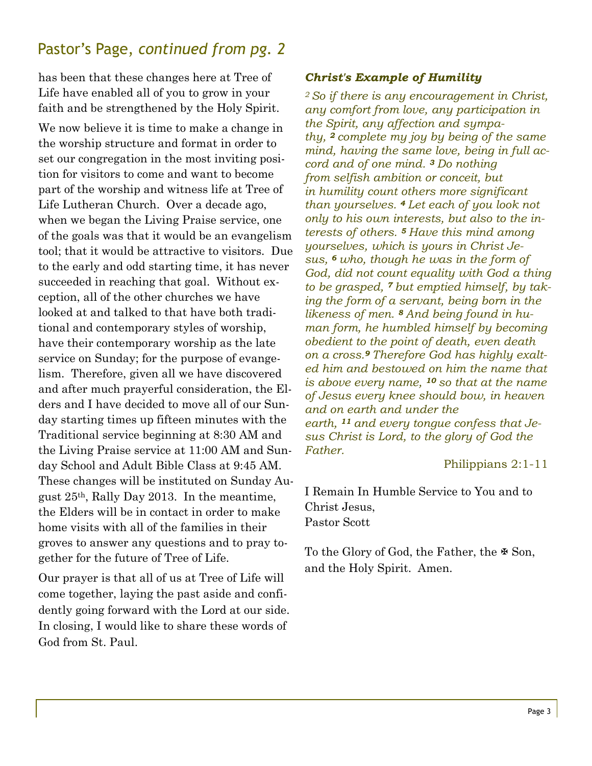## Pastor's Page, *continued from pg. 2*

has been that these changes here at Tree of Life have enabled all of you to grow in your faith and be strengthened by the Holy Spirit.

We now believe it is time to make a change in the worship structure and format in order to set our congregation in the most inviting position for visitors to come and want to become part of the worship and witness life at Tree of Life Lutheran Church. Over a decade ago, when we began the Living Praise service, one of the goals was that it would be an evangelism tool; that it would be attractive to visitors. Due to the early and odd starting time, it has never succeeded in reaching that goal. Without exception, all of the other churches we have looked at and talked to that have both traditional and contemporary styles of worship, have their contemporary worship as the late service on Sunday; for the purpose of evangelism. Therefore, given all we have discovered and after much prayerful consideration, the Elders and I have decided to move all of our Sunday starting times up fifteen minutes with the Traditional service beginning at 8:30 AM and the Living Praise service at 11:00 AM and Sunday School and Adult Bible Class at 9:45 AM. These changes will be instituted on Sunday August 25th, Rally Day 2013. In the meantime, the Elders will be in contact in order to make home visits with all of the families in their groves to answer any questions and to pray together for the future of Tree of Life.

Our prayer is that all of us at Tree of Life will come together, laying the past aside and confidently going forward with the Lord at our side. In closing, I would like to share these words of God from St. Paul.

***Christ's Example of Humility***

*2 So if there is any encouragement in Christ, any comfort from love, any participation in the Spirit, any affection and sympathy, 2 complete my joy by being of the same mind, having the same love, being in full accord and of one mind. 3 Do nothing from selfish ambition or conceit, but in humility count others more significant than yourselves. 4 Let each of you look not only to his own interests, but also to the interests of others. 5 Have this mind among yourselves, which is yours in Christ Jesus, 6 who, though he was in the form of God, did not count equality with God a thing to be grasped, 7 but emptied himself, by taking the form of a servant, being born in the likeness of men. 8 And being found in human form, he humbled himself by becoming obedient to the point of death, even death on a cross. 9 Therefore God has highly exalted him and bestowed on him the name that is above every name, 10 so that at the name of Jesus every knee should bow, in heaven and on earth and under the earth, 11 and every tongue confess that Jesus Christ is Lord, to the glory of God the Father.*

Philippians 2:1-11

I Remain In Humble Service to You and to Christ Jesus,
Pastor Scott

To the Glory of God, the Father, the ✠ Son, and the Holy Spirit. Amen.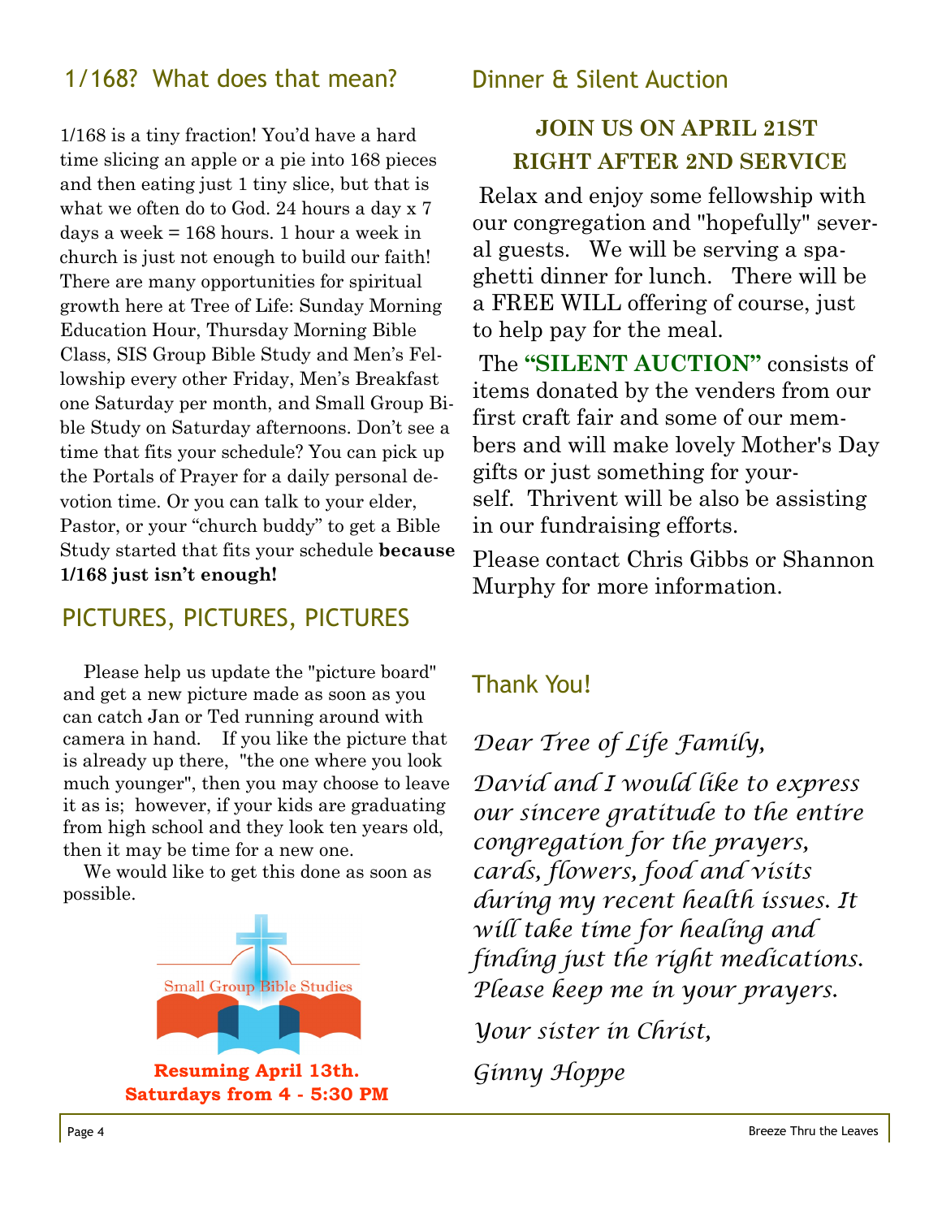## 1/168? What does that mean?

1/168 is a tiny fraction! You'd have a hard time slicing an apple or a pie into 168 pieces and then eating just 1 tiny slice, but that is what we often do to God. 24 hours a day x 7 days a week = 168 hours. 1 hour a week in church is just not enough to build our faith! There are many opportunities for spiritual growth here at Tree of Life: Sunday Morning Education Hour, Thursday Morning Bible Class, SIS Group Bible Study and Men's Fellowship every other Friday, Men's Breakfast one Saturday per month, and Small Group Bible Study on Saturday afternoons. Don't see a time that fits your schedule? You can pick up the Portals of Prayer for a daily personal devotion time. Or you can talk to your elder, Pastor, or your "church buddy" to get a Bible Study started that fits your schedule **because 1/168 just isn't enough!**

## PICTURES, PICTURES, PICTURES

Please help us update the "picture board" and get a new picture made as soon as you can catch Jan or Ted running around with camera in hand. If you like the picture that is already up there, "the one where you look much younger", then you may choose to leave it as is; however, if your kids are graduating from high school and they look ten years old, then it may be time for a new one.

We would like to get this done as soon as possible.

Small Group Bible Studies

**Resuming April 13th.**
**Saturdays from 4 - 5:30 PM**

## Dinner & Silent Auction

**JOIN US ON APRIL 21ST**
**RIGHT AFTER 2ND SERVICE**

Relax and enjoy some fellowship with our congregation and "hopefully" several guests. We will be serving a spaghetti dinner for lunch. There will be a FREE WILL offering of course, just to help pay for the meal.

The **"SILENT AUCTION"** consists of items donated by the venders from our first craft fair and some of our members and will make lovely Mother's Day gifts or just something for yourself. Thrivent will be also be assisting in our fundraising efforts.

Please contact Chris Gibbs or Shannon Murphy for more information.

## Thank You!

*Dear Tree of Life Family,*

*David and I would like to express our sincere gratitude to the entire congregation for the prayers, cards, flowers, food and visits during my recent health issues. It will take time for healing and finding just the right medications. Please keep me in your prayers.*

*Your sister in Christ,*

*Ginny Hoppe*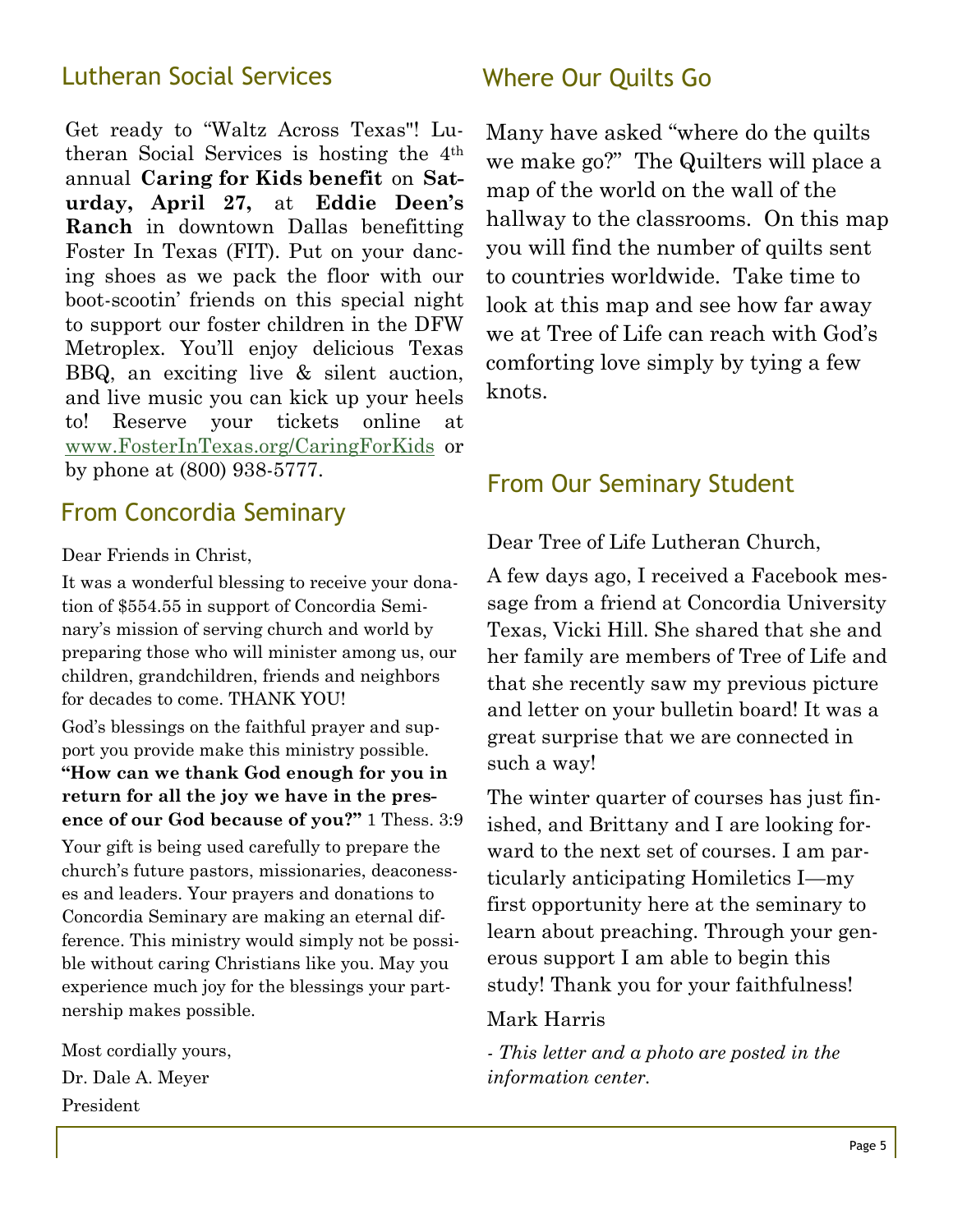## Lutheran Social Services

Get ready to "Waltz Across Texas"! Lutheran Social Services is hosting the 4th annual **Caring for Kids benefit** on **Saturday, April 27,** at **Eddie Deen's Ranch** in downtown Dallas benefitting Foster In Texas (FIT). Put on your dancing shoes as we pack the floor with our boot-scootin' friends on this special night to support our foster children in the DFW Metroplex. You'll enjoy delicious Texas BBQ, an exciting live & silent auction, and live music you can kick up your heels to! Reserve your tickets online at www.FosterInTexas.org/CaringForKids or by phone at (800) 938-5777.

## From Concordia Seminary

Dear Friends in Christ,

It was a wonderful blessing to receive your donation of $554.55 in support of Concordia Seminary's mission of serving church and world by preparing those who will minister among us, our children, grandchildren, friends and neighbors for decades to come. THANK YOU!

God's blessings on the faithful prayer and support you provide make this ministry possible. **"How can we thank God enough for you in return for all the joy we have in the presence of our God because of you?"** 1 Thess. 3:9

Your gift is being used carefully to prepare the church's future pastors, missionaries, deaconesses and leaders. Your prayers and donations to Concordia Seminary are making an eternal difference. This ministry would simply not be possible without caring Christians like you. May you experience much joy for the blessings your partnership makes possible.

Most cordially yours,
Dr. Dale A. Meyer
President

## Where Our Quilts Go

Many have asked "where do the quilts we make go?" The Quilters will place a map of the world on the wall of the hallway to the classrooms. On this map you will find the number of quilts sent to countries worldwide. Take time to look at this map and see how far away we at Tree of Life can reach with God's comforting love simply by tying a few knots.

## From Our Seminary Student

Dear Tree of Life Lutheran Church,

A few days ago, I received a Facebook message from a friend at Concordia University Texas, Vicki Hill. She shared that she and her family are members of Tree of Life and that she recently saw my previous picture and letter on your bulletin board! It was a great surprise that we are connected in such a way!

The winter quarter of courses has just finished, and Brittany and I are looking forward to the next set of courses. I am particularly anticipating Homiletics I—my first opportunity here at the seminary to learn about preaching. Through your generous support I am able to begin this study! Thank you for your faithfulness!

Mark Harris

*- This letter and a photo are posted in the information center.*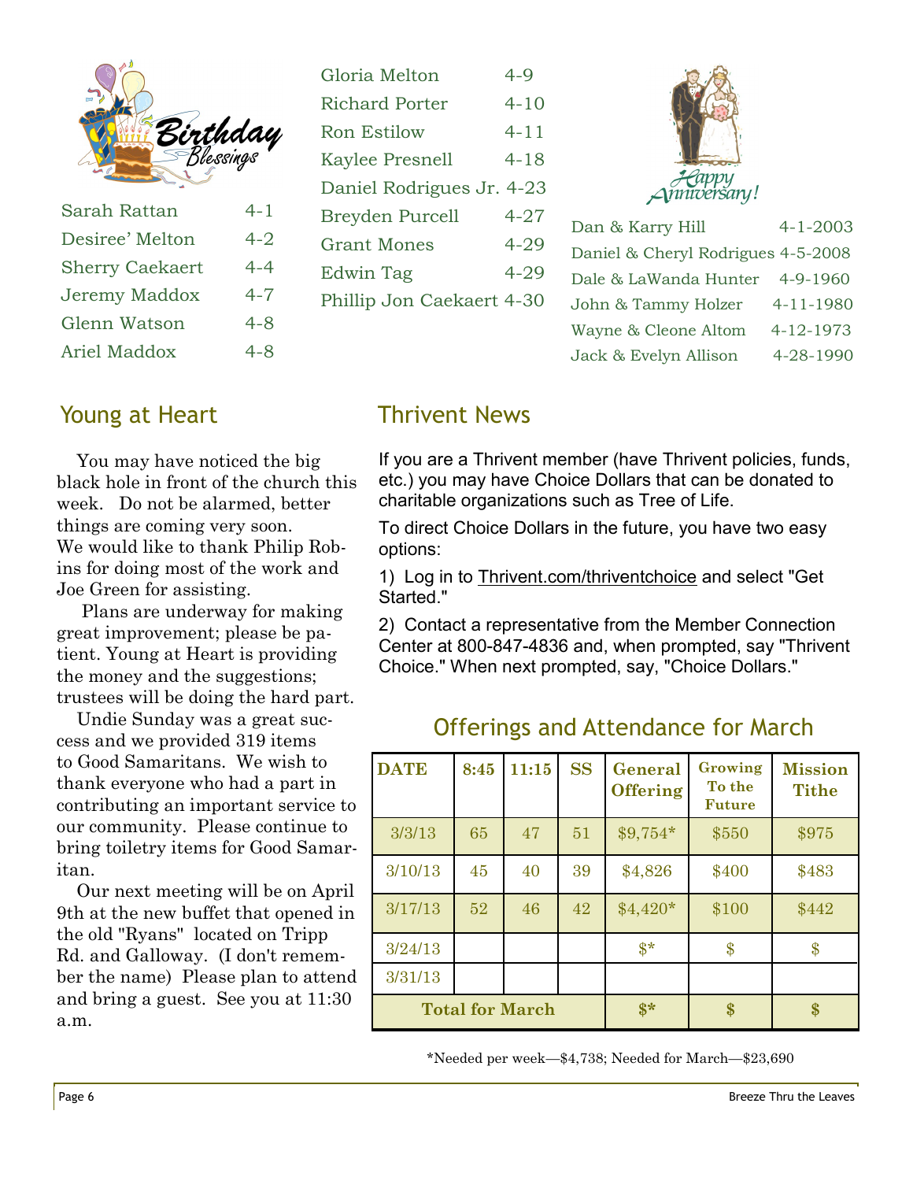## Birthday Blessings

| | |
|---|---|
| Sarah Rattan | 4-1 |
| Desiree' Melton | 4-2 |
| Sherry Caekaert | 4-4 |
| Jeremy Maddox | 4-7 |
| Glenn Watson | 4-8 |
| Ariel Maddox | 4-8 |
| Gloria Melton | 4-9 |
| Richard Porter | 4-10 |
| Ron Estilow | 4-11 |
| Kaylee Presnell | 4-18 |
| Daniel Rodrigues Jr. | 4-23 |
| Breyden Purcell | 4-27 |
| Grant Mones | 4-29 |
| Edwin Tag | 4-29 |
| Phillip Jon Caekaert | 4-30 |

## Happy Anniversary!

| | |
|---|---|
| Dan & Karry Hill | 4-1-2003 |
| Daniel & Cheryl Rodrigues | 4-5-2008 |
| Dale & LaWanda Hunter | 4-9-1960 |
| John & Tammy Holzer | 4-11-1980 |
| Wayne & Cleone Altom | 4-12-1973 |
| Jack & Evelyn Allison | 4-28-1990 |

## Young at Heart

You may have noticed the big black hole in front of the church this week. Do not be alarmed, better things are coming very soon. We would like to thank Philip Robins for doing most of the work and Joe Green for assisting.

Plans are underway for making great improvement; please be patient. Young at Heart is providing the money and the suggestions; trustees will be doing the hard part.

Undie Sunday was a great success and we provided 319 items to Good Samaritans. We wish to thank everyone who had a part in contributing an important service to our community. Please continue to bring toiletry items for Good Samaritan.

Our next meeting will be on April 9th at the new buffet that opened in the old "Ryans" located on Tripp Rd. and Galloway. (I don't remember the name) Please plan to attend and bring a guest. See you at 11:30 a.m.

## Thrivent News

If you are a Thrivent member (have Thrivent policies, funds, etc.) you may have Choice Dollars that can be donated to charitable organizations such as Tree of Life.

To direct Choice Dollars in the future, you have two easy options:

1) Log in to Thrivent.com/thriventchoice and select "Get Started."

2) Contact a representative from the Member Connection Center at 800-847-4836 and, when prompted, say "Thrivent Choice." When next prompted, say, "Choice Dollars."

## Offerings and Attendance for March

| DATE | 8:45 | 11:15 | SS | General Offering | Growing To the Future | Mission Tithe |
|---|---|---|---|---|---|---|
| 3/3/13 | 65 | 47 | 51 | $9,754* | $550 | $975 |
| 3/10/13 | 45 | 40 | 39 | $4,826 | $400 | $483 |
| 3/17/13 | 52 | 46 | 42 | $4,420* | $100 | $442 |
| 3/24/13 | | | | $* | $ | $ |
| 3/31/13 | | | | | | |
| **Total for March** | | | | **$*** | **$** | **$** |

*Needed per week—$4,738; Needed for March—$23,690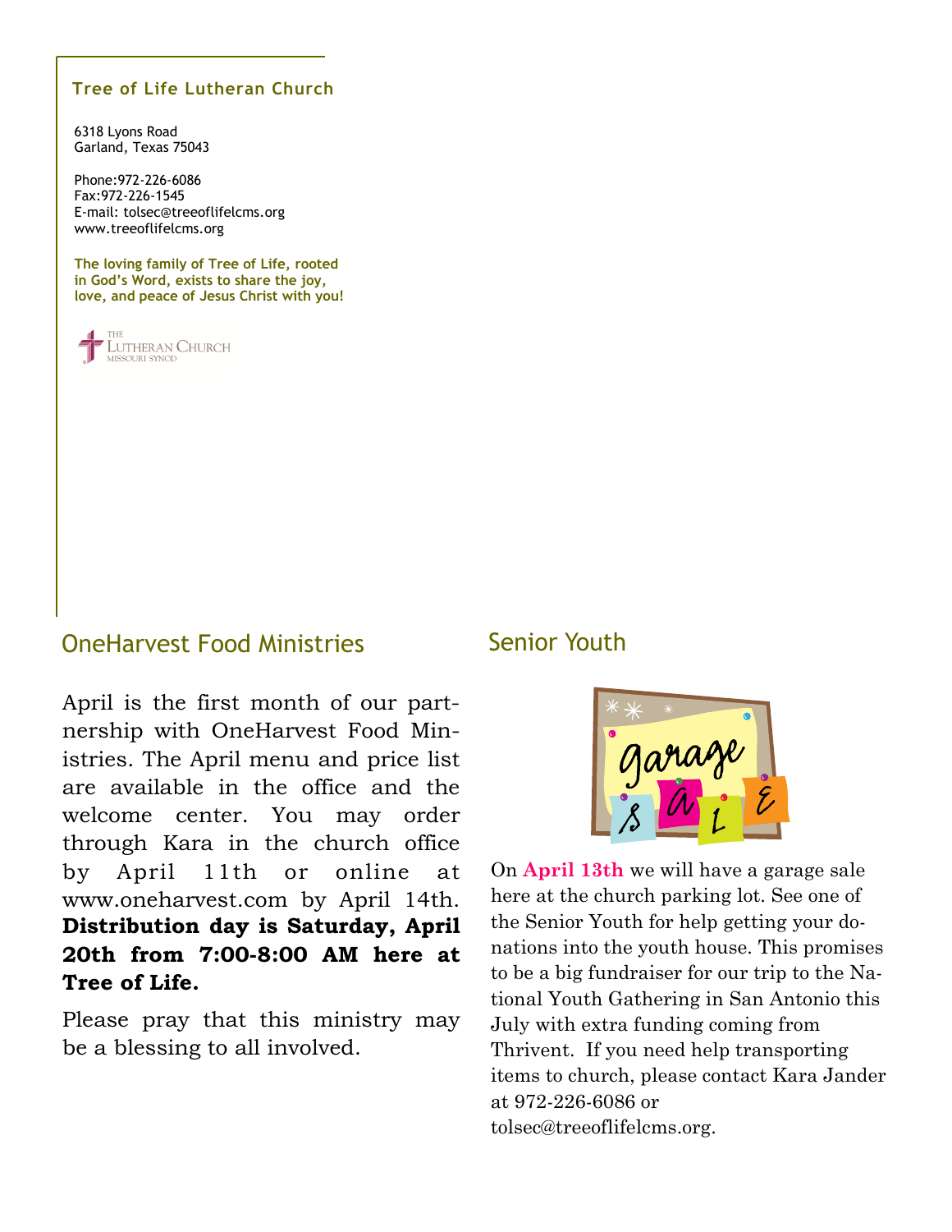**Tree of Life Lutheran Church**

6318 Lyons Road
Garland, Texas 75043

Phone:972-226-6086
Fax:972-226-1545
E-mail: tolsec@treeoflifelcms.org
www.treeoflifelcms.org

**The loving family of Tree of Life, rooted in God's Word, exists to share the joy, love, and peace of Jesus Christ with you!**

THE LUTHERAN CHURCH MISSOURI SYNOD

## OneHarvest Food Ministries

April is the first month of our partnership with OneHarvest Food Ministries. The April menu and price list are available in the office and the welcome center. You may order through Kara in the church office by April 11th or online at www.oneharvest.com by April 14th. **Distribution day is Saturday, April 20th from 7:00-8:00 AM here at Tree of Life.**

Please pray that this ministry may be a blessing to all involved.

## Senior Youth

Garage SALE

On **April 13th** we will have a garage sale here at the church parking lot. See one of the Senior Youth for help getting your donations into the youth house. This promises to be a big fundraiser for our trip to the National Youth Gathering in San Antonio this July with extra funding coming from Thrivent. If you need help transporting items to church, please contact Kara Jander at 972-226-6086 or tolsec@treeoflifelcms.org.